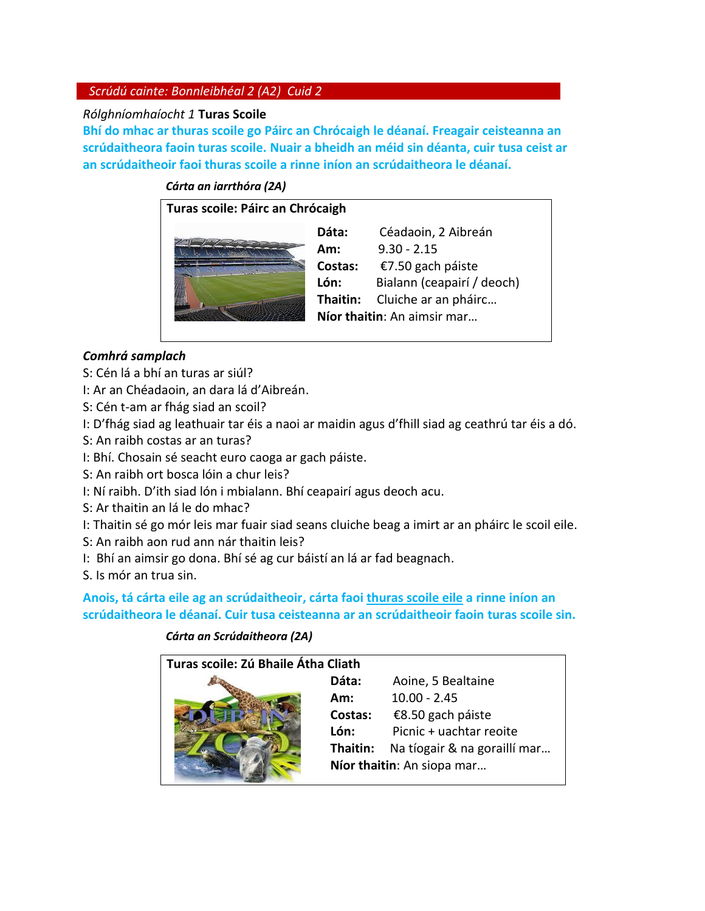## *Scrúdú cainte: Bonnleibhéal 2 (A2) Cuid 2*

*Rólghníomhaíocht 1* **Turas Scoile**

**Bhí do mhac ar thuras scoile go Páirc an Chrócaigh le déanaí. Freagair ceisteanna an scrúdaitheora faoin turas scoile. Nuair a bheidh an méid sin déanta, cuir tusa ceist ar an scrúdaitheoir faoi thuras scoile a rinne iníon an scrúdaitheora le déanaí.**

***Cárta an iarrthóra (2A)***

**Turas scoile: Páirc an Chrócaigh**

**Dáta:** Céadaoin, 2 Aibreán
**Am:** 9.30 - 2.15
**Costas:** €7.50 gach páiste
**Lón:** Bialann (ceapairí / deoch)
**Thaitin:** Cluiche ar an pháirc…
**Níor thaitin**: An aimsir mar…

***Comhrá samplach***

S: Cén lá a bhí an turas ar siúl?
I: Ar an Chéadaoin, an dara lá d'Aibreán.
S: Cén t-am ar fhág siad an scoil?
I: D'fhág siad ag leathuair tar éis a naoi ar maidin agus d'fhill siad ag ceathrú tar éis a dó.
S: An raibh costas ar an turas?
I: Bhí. Chosain sé seacht euro caoga ar gach páiste.
S: An raibh ort bosca lóin a chur leis?
I: Ní raibh. D'ith siad lón i mbialann. Bhí ceapairí agus deoch acu.
S: Ar thaitin an lá le do mhac?
I: Thaitin sé go mór leis mar fuair siad seans cluiche beag a imirt ar an pháirc le scoil eile.
S: An raibh aon rud ann nár thaitin leis?
I: Bhí an aimsir go dona. Bhí sé ag cur báistí an lá ar fad beagnach.
S. Is mór an trua sin.

**Anois, tá cárta eile ag an scrúdaitheoir, cárta faoi thuras scoile eile a rinne iníon an scrúdaitheora le déanaí. Cuir tusa ceisteanna ar an scrúdaitheoir faoin turas scoile sin.**

***Cárta an Scrúdaitheora (2A)***

**Turas scoile: Zú Bhaile Átha Cliath**

**Dáta:** Aoine, 5 Bealtaine
**Am:** 10.00 - 2.45
**Costas:** €8.50 gach páiste
**Lón:** Picnic + uachtar reoite
**Thaitin:** Na tíogair & na gorillí mar…
**Níor thaitin**: An siopa mar…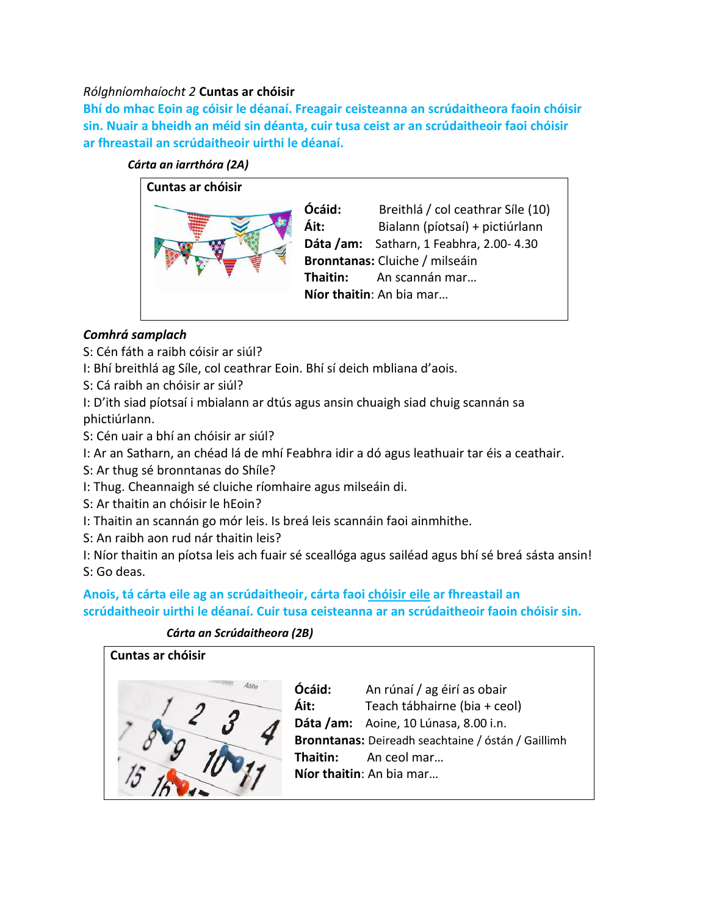*Rólghníomhaíocht 2* **Cuntas ar chóisir**

**Bhí do mhac Eoin ag cóisir le déanaí. Freagair ceisteanna an scrúdaitheora faoin chóisir sin. Nuair a bheidh an méid sin déanta, cuir tusa ceist ar an scrúdaitheoir faoi chóisir ar fhreastail an scrúdaitheoir uirthi le déanaí.**

***Cárta an iarrthóra (2A)***

**Cuntas ar chóisir**

**Ócáid:** Breithlá / col ceathrar Síle (10)
**Áit:** Bialann (píotsaí) + pictiúrlann
**Dáta /am:** Satharn, 1 Feabhra, 2.00- 4.30
**Bronntanas:** Cluiche / milseáin
**Thaitin:** An scannán mar…
**Níor thaitin**: An bia mar…

***Comhrá samplach***

S: Cén fáth a raibh cóisir ar siúl?
I: Bhí breithlá ag Síle, col ceathrar Eoin. Bhí sí deich mbliana d'aois.
S: Cá raibh an chóisir ar siúl?
I: D'ith siad píotsaí i mbialann ar dtús agus ansin chuaigh siad chuig scannán sa phictiúrlann.
S: Cén uair a bhí an chóisir ar siúl?
I: Ar an Satharn, an chéad lá de mhí Feabhra idir a dó agus leathuair tar éis a ceathair.
S: Ar thug sé bronntanas do Shíle?
I: Thug. Cheannaigh sé cluiche ríomhaire agus milseáin di.
S: Ar thaitin an chóisir le hEoin?
I: Thaitin an scannán go mór leis. Is breá leis scannáin faoi ainmhithe.
S: An raibh aon rud nár thaitin leis?
I: Níor thaitin an píotsa leis ach fuair sé sceallóga agus sailéad agus bhí sé breá sásta ansin!
S: Go deas.

**Anois, tá cárta eile ag an scrúdaitheoir, cárta faoi chóisir eile ar fhreastail an scrúdaitheoir uirthi le déanaí. Cuir tusa ceisteanna ar an scrúdaitheoir faoin chóisir sin.**

***Cárta an Scrúdaitheora (2B)***

**Cuntas ar chóisir**

**Ócáid:** An rúnaí / ag éirí as obair
**Áit:** Teach tábhairne (bia + ceol)
**Dáta /am:** Aoine, 10 Lúnasa, 8.00 i.n.
**Bronntanas:** Deireadh seachtaine / óstán / Gaillimh
**Thaitin:** An ceol mar…
**Níor thaitin**: An bia mar…